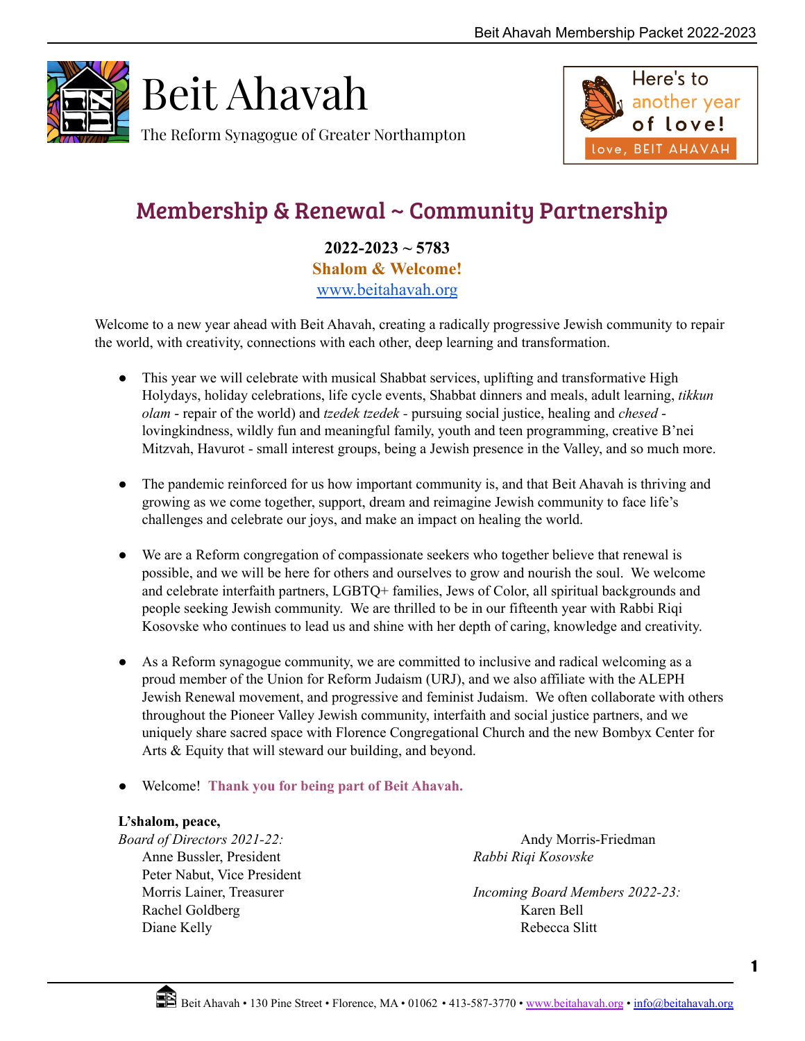# Beit Ahavah

The Reform Synagogue of Greater Northampton

Here's to another year of love!

love, BEIT AHAVAH

## Membership & Renewal ~ Community Partnership

**2022-2023 ~ 5783**

**Shalom & Welcome!**

www.beitahavah.org

Welcome to a new year ahead with Beit Ahavah, creating a radically progressive Jewish community to repair the world, with creativity, connections with each other, deep learning and transformation.

- This year we will celebrate with musical Shabbat services, uplifting and transformative High Holydays, holiday celebrations, life cycle events, Shabbat dinners and meals, adult learning, *tikkun olam* - repair of the world) and *tzedek tzedek* - pursuing social justice, healing and *chesed* - lovingkindness, wildly fun and meaningful family, youth and teen programming, creative B'nei Mitzvah, Havurot - small interest groups, being a Jewish presence in the Valley, and so much more.

- The pandemic reinforced for us how important community is, and that Beit Ahavah is thriving and growing as we come together, support, dream and reimagine Jewish community to face life's challenges and celebrate our joys, and make an impact on healing the world.

- We are a Reform congregation of compassionate seekers who together believe that renewal is possible, and we will be here for others and ourselves to grow and nourish the soul. We welcome and celebrate interfaith partners, LGBTQ+ families, Jews of Color, all spiritual backgrounds and people seeking Jewish community. We are thrilled to be in our fifteenth year with Rabbi Riqi Kosovske who continues to lead us and shine with her depth of caring, knowledge and creativity.

- As a Reform synagogue community, we are committed to inclusive and radical welcoming as a proud member of the Union for Reform Judaism (URJ), and we also affiliate with the ALEPH Jewish Renewal movement, and progressive and feminist Judaism. We often collaborate with others throughout the Pioneer Valley Jewish community, interfaith and social justice partners, and we uniquely share sacred space with Florence Congregational Church and the new Bombyx Center for Arts & Equity that will steward our building, and beyond.

- Welcome! **Thank you for being part of Beit Ahavah.**

**L'shalom, peace,**

*Board of Directors 2021-22:*
Anne Bussler, President
Peter Nabut, Vice President
Morris Lainer, Treasurer
Rachel Goldberg
Diane Kelly
Andy Morris-Friedman

*Rabbi Riqi Kosovske*

*Incoming Board Members 2022-23:*
Karen Bell
Rebecca Slitt

Beit Ahavah • 130 Pine Street • Florence, MA • 01062 • 413-587-3770 • www.beitahavah.org • info@beitahavah.org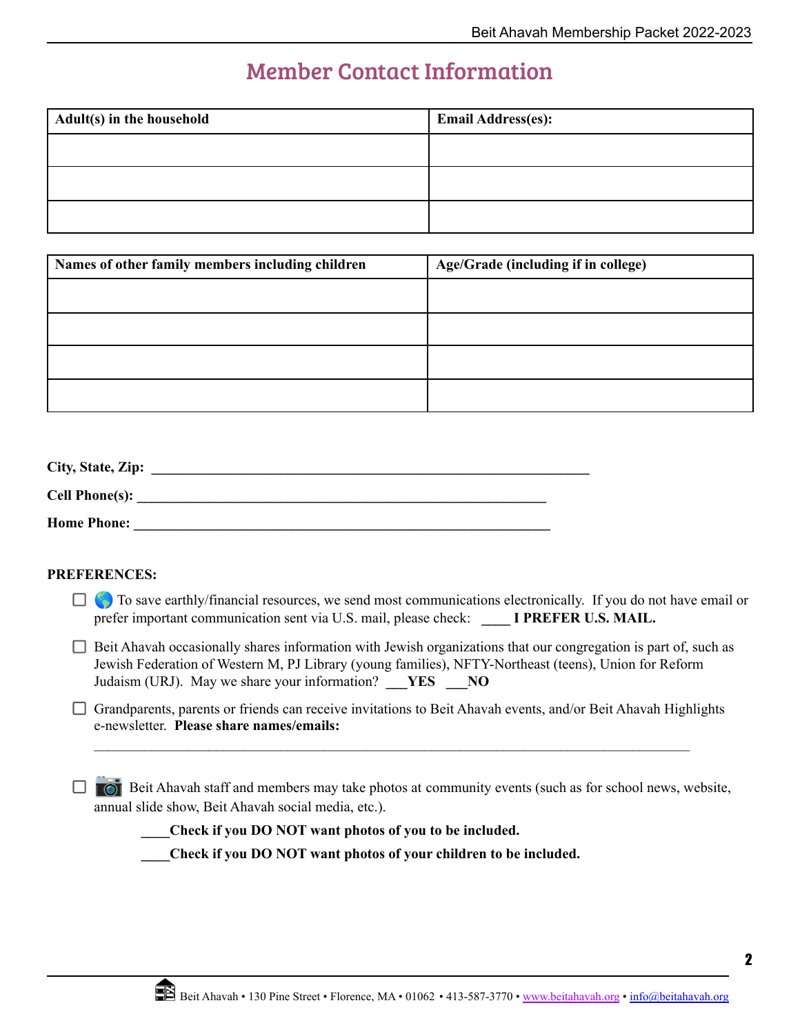# Member Contact Information

| Adult(s) in the household | Email Address(es): |
|---|---|
| | |
| | |
| | |

| Names of other family members including children | Age/Grade (including if in college) |
|---|---|
| | |
| | |
| | |
| | |

**City, State, Zip:** ______________________________________________________________

**Cell Phone(s):** __________________________________________________________

**Home Phone:** __________________________________________________________

**PREFERENCES:**

- ☐ 🌎 To save earthly/financial resources, we send most communications electronically. If you do not have email or prefer important communication sent via U.S. mail, please check: ____ **I PREFER U.S. MAIL.**
- ☐ Beit Ahavah occasionally shares information with Jewish organizations that our congregation is part of, such as Jewish Federation of Western M, PJ Library (young families), NFTY-Northeast (teens), Union for Reform Judaism (URJ). May we share your information? **___YES ___NO**
- ☐ Grandparents, parents or friends can receive invitations to Beit Ahavah events, and/or Beit Ahavah Highlights e-newsletter. **Please share names/emails:**

  ______________________________________________________________________________

- ☐ 📷 Beit Ahavah staff and members may take photos at community events (such as for school news, website, annual slide show, Beit Ahavah social media, etc.).

  **____Check if you DO NOT want photos of you to be included.**

  **____Check if you DO NOT want photos of your children to be included.**

Beit Ahavah • 130 Pine Street • Florence, MA • 01062 • 413-587-3770 • www.beitahavah.org • info@beitahavah.org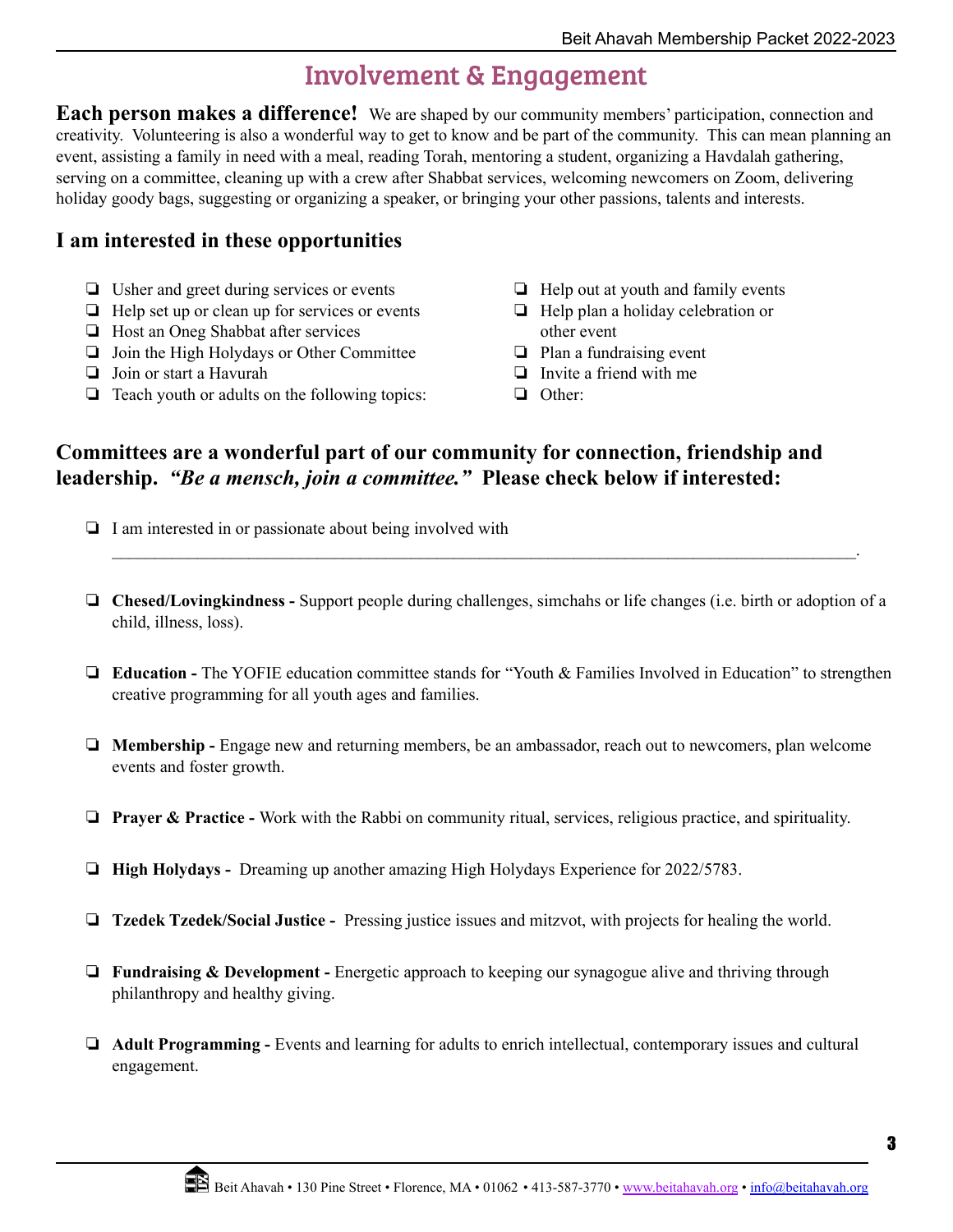# Involvement & Engagement

**Each person makes a difference!** We are shaped by our community members' participation, connection and creativity. Volunteering is also a wonderful way to get to know and be part of the community. This can mean planning an event, assisting a family in need with a meal, reading Torah, mentoring a student, organizing a Havdalah gathering, serving on a committee, cleaning up with a crew after Shabbat services, welcoming newcomers on Zoom, delivering holiday goody bags, suggesting or organizing a speaker, or bringing your other passions, talents and interests.

## I am interested in these opportunities

- ❑ Usher and greet during services or events
- ❑ Help set up or clean up for services or events
- ❑ Host an Oneg Shabbat after services
- ❑ Join the High Holydays or Other Committee
- ❑ Join or start a Havurah
- ❑ Teach youth or adults on the following topics:
- ❑ Help out at youth and family events
- ❑ Help plan a holiday celebration or other event
- ❑ Plan a fundraising event
- ❑ Invite a friend with me
- ❑ Other:

## Committees are a wonderful part of our community for connection, friendship and leadership. *"Be a mensch, join a committee."* Please check below if interested:

- ❑ I am interested in or passionate about being involved with ______________________________________________________________________________.

- ❑ **Chesed/Lovingkindness -** Support people during challenges, simchahs or life changes (i.e. birth or adoption of a child, illness, loss).

- ❑ **Education -** The YOFIE education committee stands for "Youth & Families Involved in Education" to strengthen creative programming for all youth ages and families.

- ❑ **Membership -** Engage new and returning members, be an ambassador, reach out to newcomers, plan welcome events and foster growth.

- ❑ **Prayer & Practice -** Work with the Rabbi on community ritual, services, religious practice, and spirituality.

- ❑ **High Holydays -** Dreaming up another amazing High Holydays Experience for 2022/5783.

- ❑ **Tzedek Tzedek/Social Justice -** Pressing justice issues and mitzvot, with projects for healing the world.

- ❑ **Fundraising & Development -** Energetic approach to keeping our synagogue alive and thriving through philanthropy and healthy giving.

- ❑ **Adult Programming -** Events and learning for adults to enrich intellectual, contemporary issues and cultural engagement.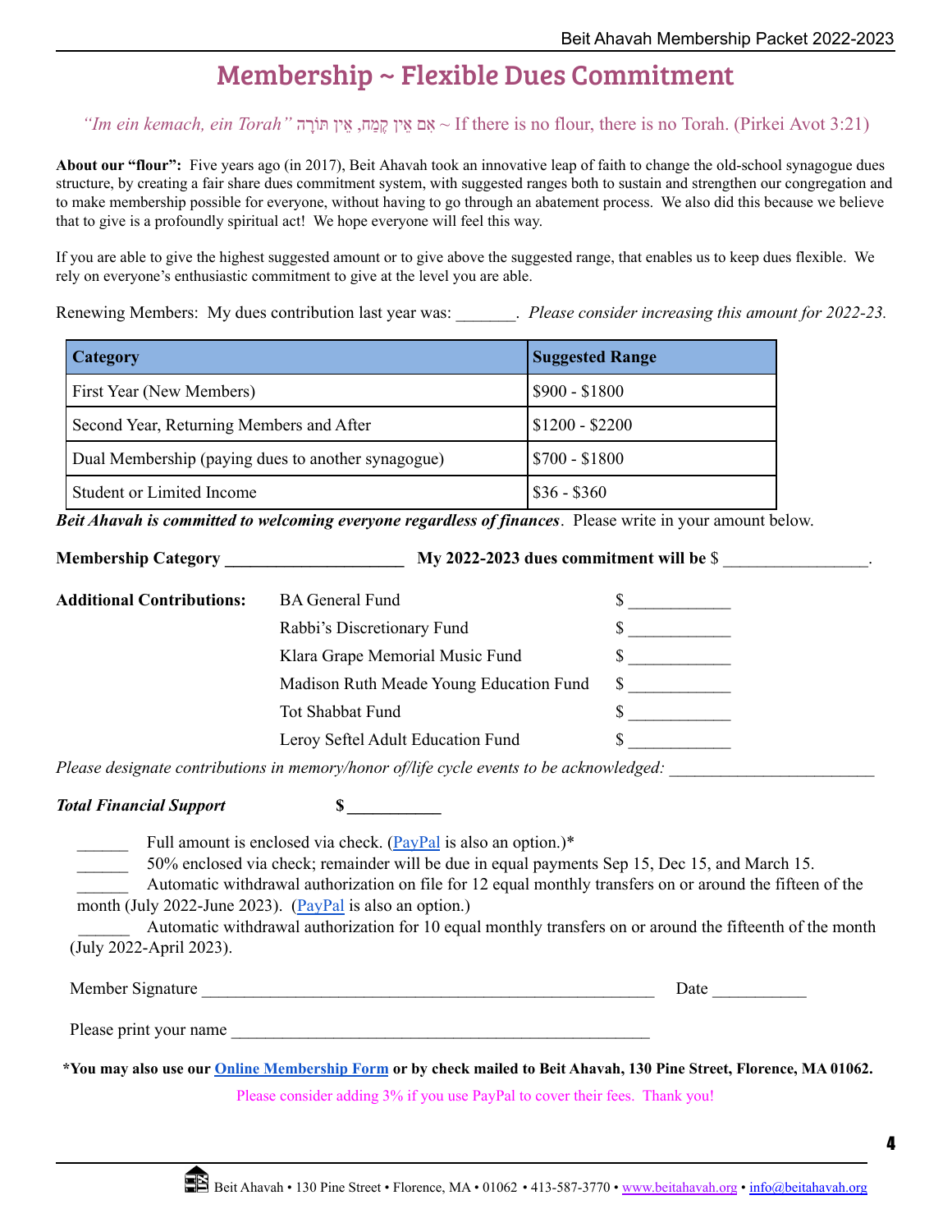# Membership ~ Flexible Dues Commitment

*"Im ein kemach, ein Torah"* אִם אֵין קֶמַח, אֵין תּוֹרָה ~ If there is no flour, there is no Torah. (Pirkei Avot 3:21)

**About our "flour":** Five years ago (in 2017), Beit Ahavah took an innovative leap of faith to change the old-school synagogue dues structure, by creating a fair share dues commitment system, with suggested ranges both to sustain and strengthen our congregation and to make membership possible for everyone, without having to go through an abatement process. We also did this because we believe that to give is a profoundly spiritual act! We hope everyone will feel this way.

If you are able to give the highest suggested amount or to give above the suggested range, that enables us to keep dues flexible. We rely on everyone's enthusiastic commitment to give at the level you are able.

Renewing Members: My dues contribution last year was: _______. *Please consider increasing this amount for 2022-23.*

| Category | Suggested Range |
|---|---|
| First Year (New Members) | $900 - $1800 |
| Second Year, Returning Members and After | $1200 - $2200 |
| Dual Membership (paying dues to another synagogue) | $700 - $1800 |
| Student or Limited Income | $36 - $360 |

***Beit Ahavah is committed to welcoming everyone regardless of finances***. Please write in your amount below.

**Membership Category _____________________ My 2022-2023 dues commitment will be** $ _________________.

**Additional Contributions:**

- BA General Fund $ ____________
- Rabbi's Discretionary Fund $ ____________
- Klara Grape Memorial Music Fund $ ____________
- Madison Ruth Meade Young Education Fund $ ____________
- Tot Shabbat Fund $ ____________
- Leroy Seftel Adult Education Fund $ ____________

*Please designate contributions in memory/honor of/life cycle events to be acknowledged:* ________________________

***Total Financial Support*** **$ ___________**

______ Full amount is enclosed via check. (PayPal is also an option.)*

______ 50% enclosed via check; remainder will be due in equal payments Sep 15, Dec 15, and March 15.

______ Automatic withdrawal authorization on file for 12 equal monthly transfers on or around the fifteen of the month (July 2022-June 2023). (PayPal is also an option.)

______ Automatic withdrawal authorization for 10 equal monthly transfers on or around the fifteenth of the month (July 2022-April 2023).

Member Signature _______________________________________________________ Date ___________

Please print your name ___________________________________________________

**\*You may also use our Online Membership Form or by check mailed to Beit Ahavah, 130 Pine Street, Florence, MA 01062.**

Please consider adding 3% if you use PayPal to cover their fees. Thank you!

Beit Ahavah • 130 Pine Street • Florence, MA • 01062 • 413-587-3770 • www.beitahavah.org • info@beitahavah.org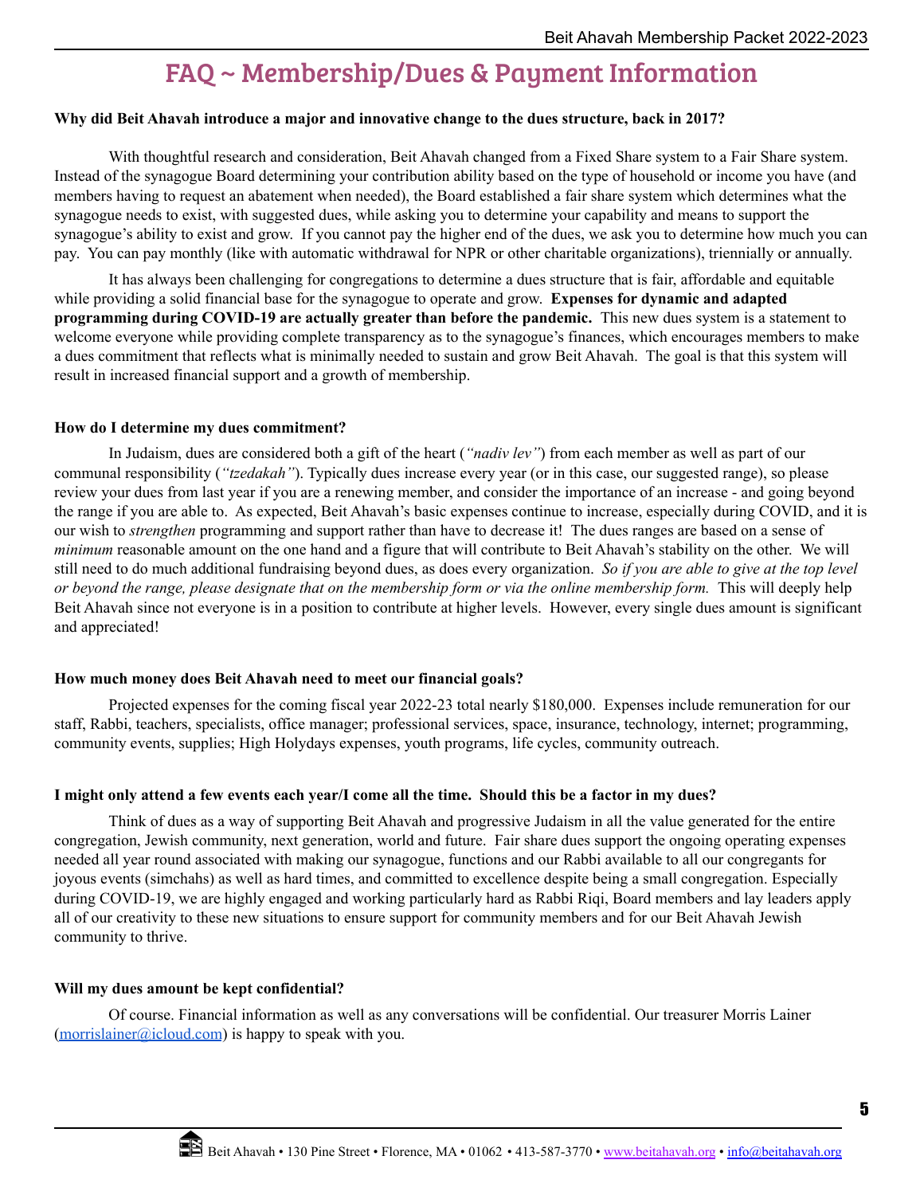# FAQ ~ Membership/Dues & Payment Information

**Why did Beit Ahavah introduce a major and innovative change to the dues structure, back in 2017?**

With thoughtful research and consideration, Beit Ahavah changed from a Fixed Share system to a Fair Share system. Instead of the synagogue Board determining your contribution ability based on the type of household or income you have (and members having to request an abatement when needed), the Board established a fair share system which determines what the synagogue needs to exist, with suggested dues, while asking you to determine your capability and means to support the synagogue's ability to exist and grow. If you cannot pay the higher end of the dues, we ask you to determine how much you can pay. You can pay monthly (like with automatic withdrawal for NPR or other charitable organizations), triennially or annually.

It has always been challenging for congregations to determine a dues structure that is fair, affordable and equitable while providing a solid financial base for the synagogue to operate and grow. **Expenses for dynamic and adapted programming during COVID-19 are actually greater than before the pandemic.** This new dues system is a statement to welcome everyone while providing complete transparency as to the synagogue's finances, which encourages members to make a dues commitment that reflects what is minimally needed to sustain and grow Beit Ahavah. The goal is that this system will result in increased financial support and a growth of membership.

**How do I determine my dues commitment?**

In Judaism, dues are considered both a gift of the heart (*"nadiv lev"*) from each member as well as part of our communal responsibility (*"tzedakah"*). Typically dues increase every year (or in this case, our suggested range), so please review your dues from last year if you are a renewing member, and consider the importance of an increase - and going beyond the range if you are able to. As expected, Beit Ahavah's basic expenses continue to increase, especially during COVID, and it is our wish to *strengthen* programming and support rather than have to decrease it! The dues ranges are based on a sense of *minimum* reasonable amount on the one hand and a figure that will contribute to Beit Ahavah's stability on the other. We will still need to do much additional fundraising beyond dues, as does every organization. *So if you are able to give at the top level or beyond the range, please designate that on the membership form or via the online membership form.* This will deeply help Beit Ahavah since not everyone is in a position to contribute at higher levels. However, every single dues amount is significant and appreciated!

**How much money does Beit Ahavah need to meet our financial goals?**

Projected expenses for the coming fiscal year 2022-23 total nearly $180,000. Expenses include remuneration for our staff, Rabbi, teachers, specialists, office manager; professional services, space, insurance, technology, internet; programming, community events, supplies; High Holydays expenses, youth programs, life cycles, community outreach.

**I might only attend a few events each year/I come all the time. Should this be a factor in my dues?**

Think of dues as a way of supporting Beit Ahavah and progressive Judaism in all the value generated for the entire congregation, Jewish community, next generation, world and future. Fair share dues support the ongoing operating expenses needed all year round associated with making our synagogue, functions and our Rabbi available to all our congregants for joyous events (simchahs) as well as hard times, and committed to excellence despite being a small congregation. Especially during COVID-19, we are highly engaged and working particularly hard as Rabbi Riqi, Board members and lay leaders apply all of our creativity to these new situations to ensure support for community members and for our Beit Ahavah Jewish community to thrive.

**Will my dues amount be kept confidential?**

Of course. Financial information as well as any conversations will be confidential. Our treasurer Morris Lainer (morrislainer@icloud.com) is happy to speak with you.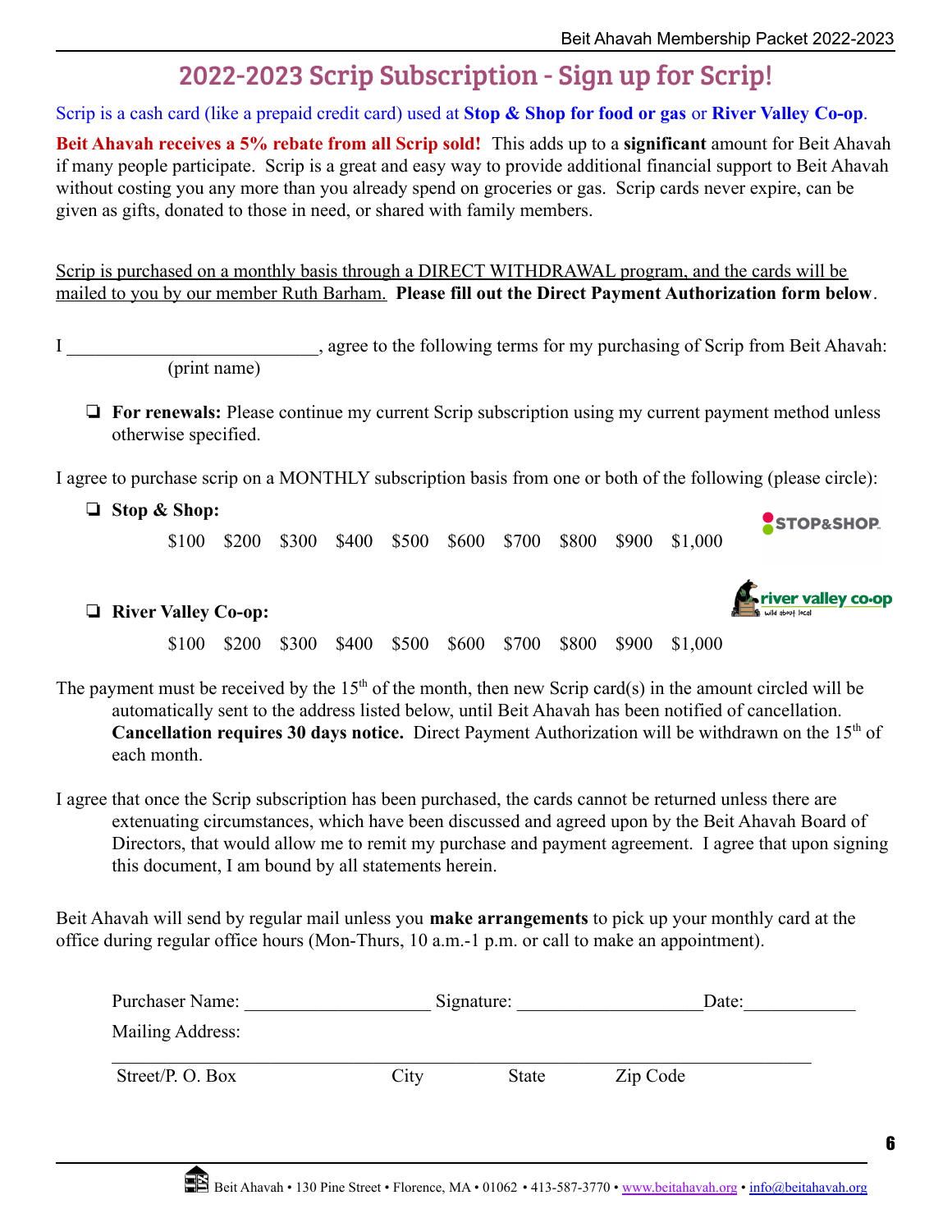# 2022-2023 Scrip Subscription - Sign up for Scrip!

Scrip is a cash card (like a prepaid credit card) used at **Stop & Shop for food or gas** or **River Valley Co-op**.

**Beit Ahavah receives a 5% rebate from all Scrip sold!** This adds up to a **significant** amount for Beit Ahavah if many people participate. Scrip is a great and easy way to provide additional financial support to Beit Ahavah without costing you any more than you already spend on groceries or gas. Scrip cards never expire, can be given as gifts, donated to those in need, or shared with family members.

Scrip is purchased on a monthly basis through a DIRECT WITHDRAWAL program, and the cards will be mailed to you by our member Ruth Barham. **Please fill out the Direct Payment Authorization form below**.

I ___________________________, agree to the following terms for my purchasing of Scrip from Beit Ahavah:
(print name)

- ❏ **For renewals:** Please continue my current Scrip subscription using my current payment method unless otherwise specified.

I agree to purchase scrip on a MONTHLY subscription basis from one or both of the following (please circle):

- ❏ **Stop & Shop:**

  $100 $200 $300 $400 $500 $600 $700 $800 $900 $1,000

- ❏ **River Valley Co-op:**

  $100 $200 $300 $400 $500 $600 $700 $800 $900 $1,000

The payment must be received by the 15th of the month, then new Scrip card(s) in the amount circled will be automatically sent to the address listed below, until Beit Ahavah has been notified of cancellation. **Cancellation requires 30 days notice.** Direct Payment Authorization will be withdrawn on the 15th of each month.

I agree that once the Scrip subscription has been purchased, the cards cannot be returned unless there are extenuating circumstances, which have been discussed and agreed upon by the Beit Ahavah Board of Directors, that would allow me to remit my purchase and payment agreement. I agree that upon signing this document, I am bound by all statements herein.

Beit Ahavah will send by regular mail unless you **make arrangements** to pick up your monthly card at the office during regular office hours (Mon-Thurs, 10 a.m.-1 p.m. or call to make an appointment).

Purchaser Name: ____________________ Signature: ____________________ Date: ____________

Mailing Address:

___________________________________________________________________________

Street/P. O. Box City State Zip Code

Beit Ahavah • 130 Pine Street • Florence, MA • 01062 • 413-587-3770 • www.beitahavah.org • info@beitahavah.org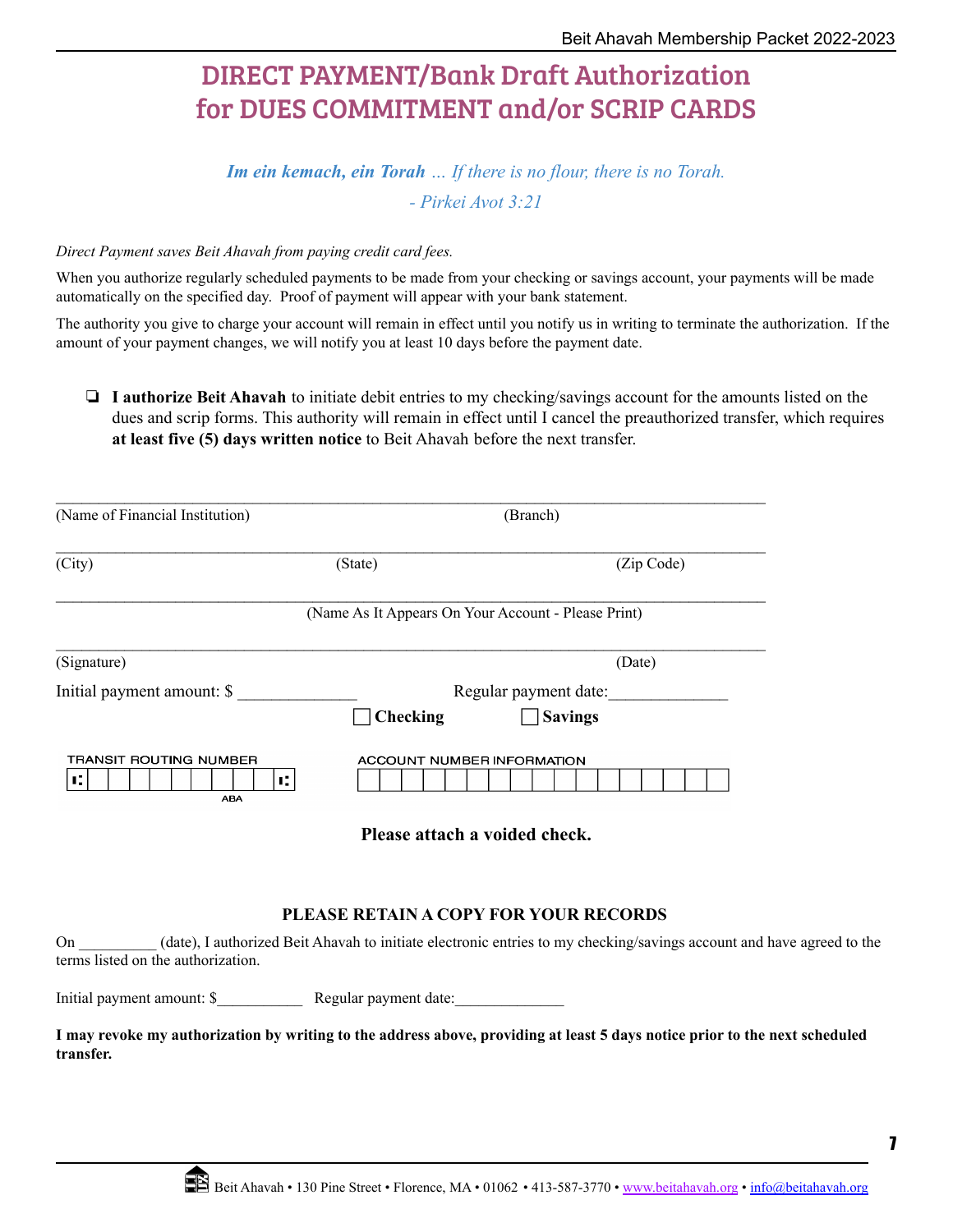# DIRECT PAYMENT/Bank Draft Authorization for DUES COMMITMENT and/or SCRIP CARDS

***Im ein kemach, ein Torah** … If there is no flour, there is no Torah.*

*- Pirkei Avot 3:21*

*Direct Payment saves Beit Ahavah from paying credit card fees.*

When you authorize regularly scheduled payments to be made from your checking or savings account, your payments will be made automatically on the specified day. Proof of payment will appear with your bank statement.

The authority you give to charge your account will remain in effect until you notify us in writing to terminate the authorization. If the amount of your payment changes, we will notify you at least 10 days before the payment date.

- ❏ **I authorize Beit Ahavah** to initiate debit entries to my checking/savings account for the amounts listed on the dues and scrip forms. This authority will remain in effect until I cancel the preauthorized transfer, which requires **at least five (5) days written notice** to Beit Ahavah before the next transfer.

______________________________________________________________________________

(Name of Financial Institution) (Branch)

______________________________________________________________________________

(City) (State) (Zip Code)

______________________________________________________________________________

(Name As It Appears On Your Account - Please Print)

______________________________________________________________________________

(Signature) (Date)

Initial payment amount: $ ______________ Regular payment date:______________

☐ **Checking** ☐ **Savings**

TRANSIT ROUTING NUMBER

ABA

ACCOUNT NUMBER INFORMATION

**Please attach a voided check.**

**PLEASE RETAIN A COPY FOR YOUR RECORDS**

On __________ (date), I authorized Beit Ahavah to initiate electronic entries to my checking/savings account and have agreed to the terms listed on the authorization.

Initial payment amount: $___________ Regular payment date:______________

**I may revoke my authorization by writing to the address above, providing at least 5 days notice prior to the next scheduled transfer.**

Beit Ahavah • 130 Pine Street • Florence, MA • 01062 • 413-587-3770 • www.beitahavah.org • info@beitahavah.org